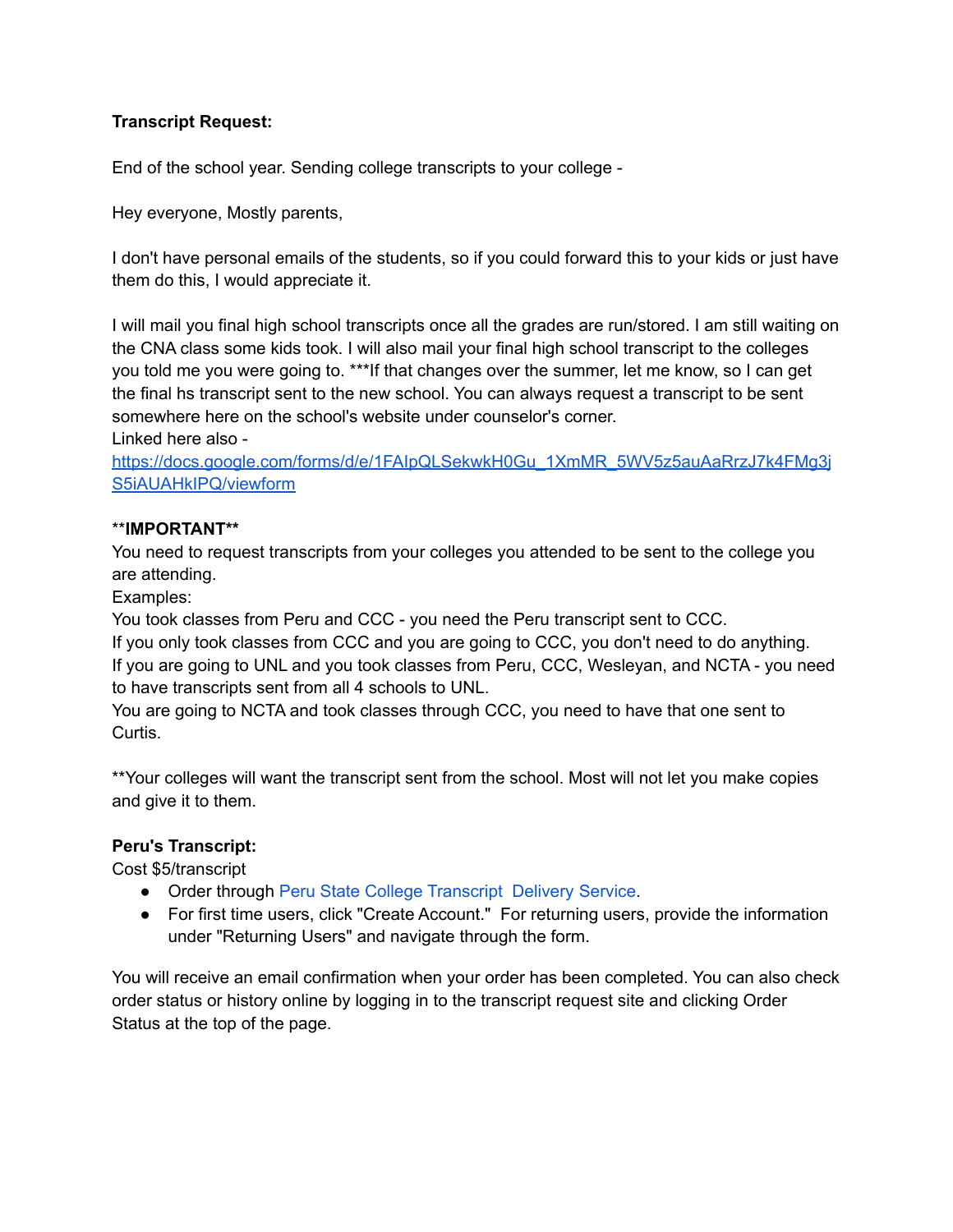**Transcript Request:**

End of the school year. Sending college transcripts to your college -

Hey everyone, Mostly parents,

I don't have personal emails of the students, so if you could forward this to your kids or just have them do this, I would appreciate it.

I will mail you final high school transcripts once all the grades are run/stored. I am still waiting on the CNA class some kids took. I will also mail your final high school transcript to the colleges you told me you were going to. ***If that changes over the summer, let me know, so I can get the final hs transcript sent to the new school. You can always request a transcript to be sent somewhere here on the school's website under counselor's corner.
Linked here also -
[https://docs.google.com/forms/d/e/1FAIpQLSekwkH0Gu_1XmMR_5WV5z5auAaRrzJ7k4FMg3jS5iAUAHkIPQ/viewform](https://docs.google.com/forms/d/e/1FAIpQLSekwkH0Gu_1XmMR_5WV5z5auAaRrzJ7k4FMg3jS5iAUAHkIPQ/viewform)

**IMPORTANT**
You need to request transcripts from your colleges you attended to be sent to the college you are attending.
Examples:
You took classes from Peru and CCC - you need the Peru transcript sent to CCC.
If you only took classes from CCC and you are going to CCC, you don't need to do anything.
If you are going to UNL and you took classes from Peru, CCC, Wesleyan, and NCTA - you need to have transcripts sent from all 4 schools to UNL.
You are going to NCTA and took classes through CCC, you need to have that one sent to Curtis.

**Your colleges will want the transcript sent from the school. Most will not let you make copies and give it to them.

**Peru's Transcript:**
Cost $5/transcript

- Order through Peru State College Transcript Delivery Service.
- For first time users, click "Create Account." For returning users, provide the information under "Returning Users" and navigate through the form.

You will receive an email confirmation when your order has been completed. You can also check order status or history online by logging in to the transcript request site and clicking Order Status at the top of the page.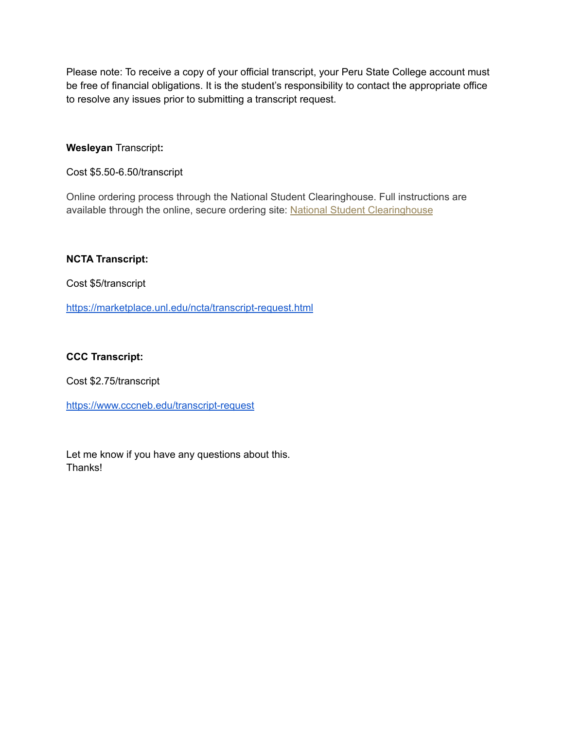Please note: To receive a copy of your official transcript, your Peru State College account must be free of financial obligations. It is the student's responsibility to contact the appropriate office to resolve any issues prior to submitting a transcript request.

**Wesleyan** Transcript**:**

Cost $5.50-6.50/transcript

Online ordering process through the National Student Clearinghouse. Full instructions are available through the online, secure ordering site: [National Student Clearinghouse]

**NCTA Transcript:**

Cost $5/transcript

https://marketplace.unl.edu/ncta/transcript-request.html

**CCC Transcript:**

Cost $2.75/transcript

https://www.cccneb.edu/transcript-request

Let me know if you have any questions about this.
Thanks!